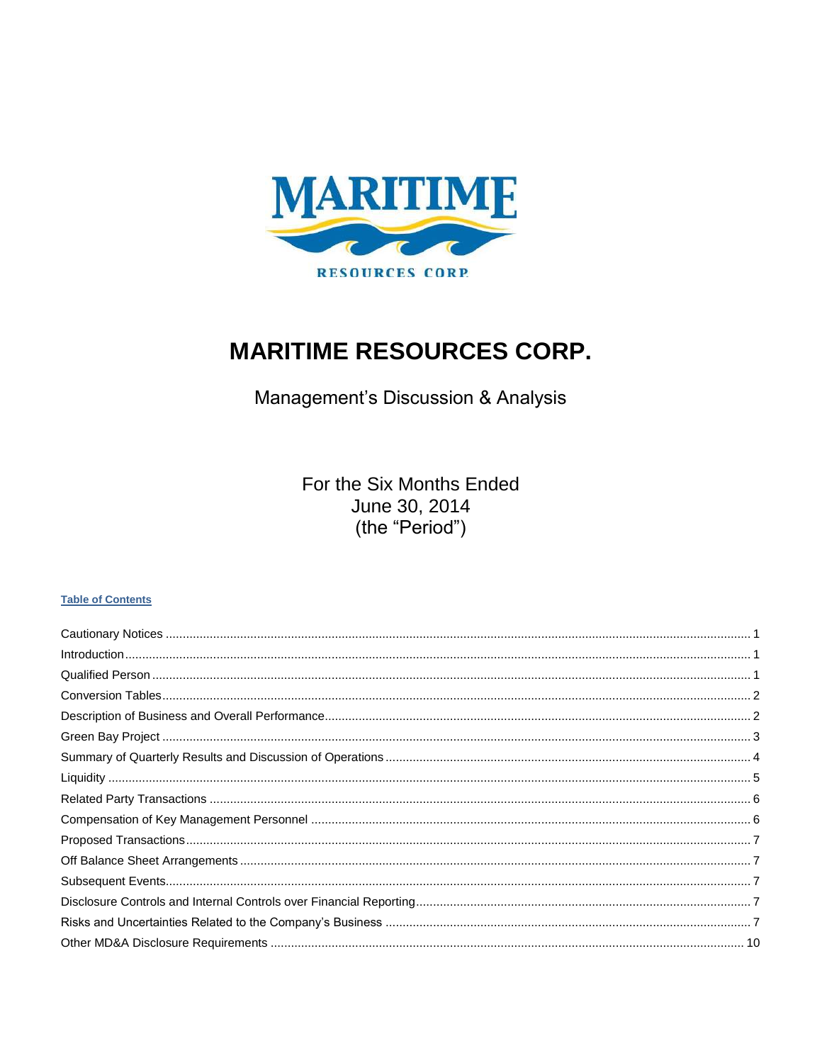# MARITIME RESOURCES CORP.

Management's Discussion & Analysis

For the Six Months Ended
June 30, 2014
(the "Period")

**Table of Contents**

| | |
|---|---|
| Cautionary Notices | 1 |
| Introduction | 1 |
| Qualified Person | 1 |
| Conversion Tables | 2 |
| Description of Business and Overall Performance | 2 |
| Green Bay Project | 3 |
| Summary of Quarterly Results and Discussion of Operations | 4 |
| Liquidity | 5 |
| Related Party Transactions | 6 |
| Compensation of Key Management Personnel | 6 |
| Proposed Transactions | 7 |
| Off Balance Sheet Arrangements | 7 |
| Subsequent Events | 7 |
| Disclosure Controls and Internal Controls over Financial Reporting | 7 |
| Risks and Uncertainties Related to the Company's Business | 7 |
| Other MD&A Disclosure Requirements | 10 |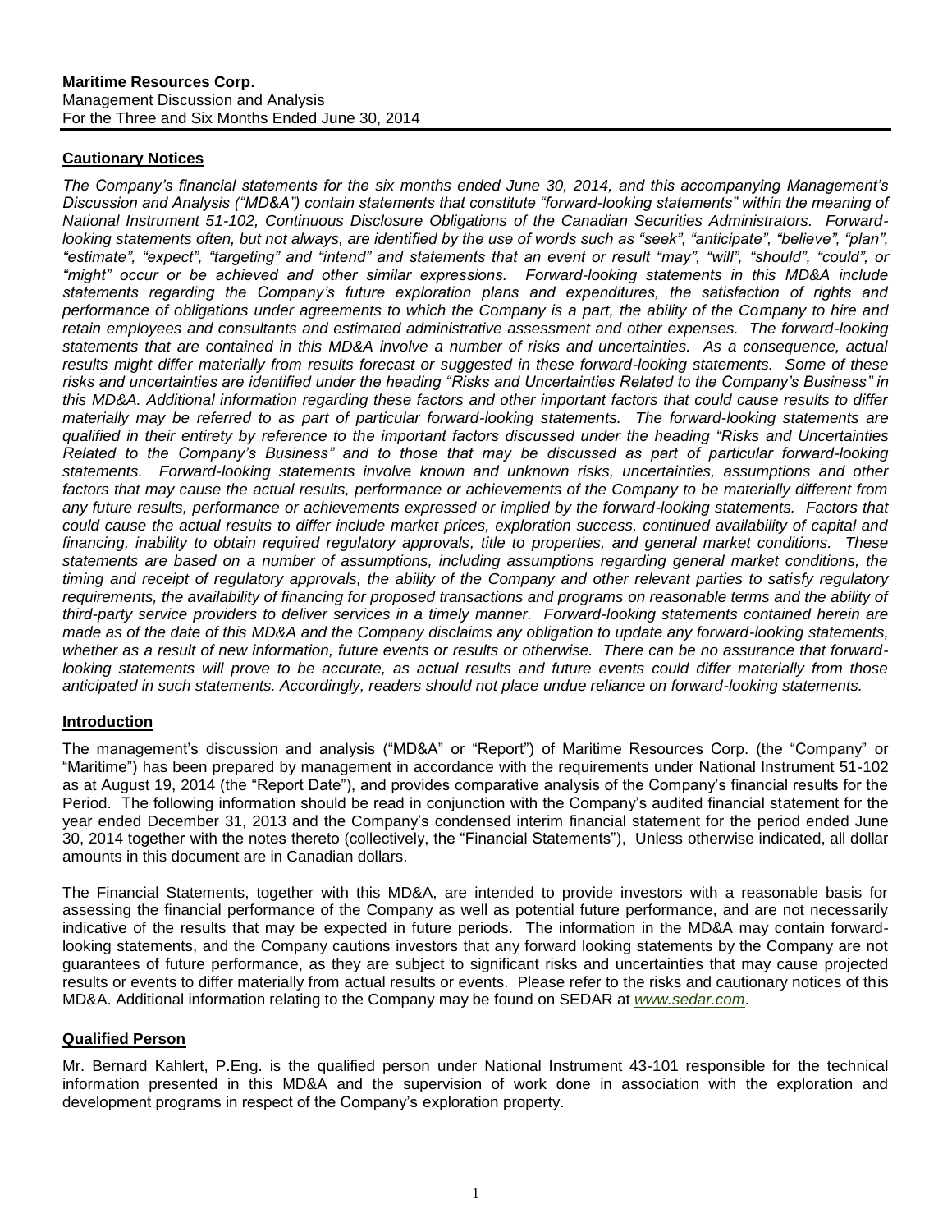**Maritime Resources Corp.**
Management Discussion and Analysis
For the Three and Six Months Ended June 30, 2014

## Cautionary Notices

*The Company's financial statements for the six months ended June 30, 2014, and this accompanying Management's Discussion and Analysis ("MD&A") contain statements that constitute "forward-looking statements" within the meaning of National Instrument 51-102, Continuous Disclosure Obligations of the Canadian Securities Administrators. Forward-looking statements often, but not always, are identified by the use of words such as "seek", "anticipate", "believe", "plan", "estimate", "expect", "targeting" and "intend" and statements that an event or result "may", "will", "should", "could", or "might" occur or be achieved and other similar expressions. Forward-looking statements in this MD&A include statements regarding the Company's future exploration plans and expenditures, the satisfaction of rights and performance of obligations under agreements to which the Company is a part, the ability of the Company to hire and retain employees and consultants and estimated administrative assessment and other expenses. The forward-looking statements that are contained in this MD&A involve a number of risks and uncertainties. As a consequence, actual results might differ materially from results forecast or suggested in these forward-looking statements. Some of these risks and uncertainties are identified under the heading "Risks and Uncertainties Related to the Company's Business" in this MD&A. Additional information regarding these factors and other important factors that could cause results to differ materially may be referred to as part of particular forward-looking statements. The forward-looking statements are qualified in their entirety by reference to the important factors discussed under the heading "Risks and Uncertainties Related to the Company's Business" and to those that may be discussed as part of particular forward-looking statements. Forward-looking statements involve known and unknown risks, uncertainties, assumptions and other factors that may cause the actual results, performance or achievements of the Company to be materially different from any future results, performance or achievements expressed or implied by the forward-looking statements. Factors that could cause the actual results to differ include market prices, exploration success, continued availability of capital and financing, inability to obtain required regulatory approvals, title to properties, and general market conditions. These statements are based on a number of assumptions, including assumptions regarding general market conditions, the timing and receipt of regulatory approvals, the ability of the Company and other relevant parties to satisfy regulatory requirements, the availability of financing for proposed transactions and programs on reasonable terms and the ability of third-party service providers to deliver services in a timely manner. Forward-looking statements contained herein are made as of the date of this MD&A and the Company disclaims any obligation to update any forward-looking statements, whether as a result of new information, future events or results or otherwise. There can be no assurance that forward-looking statements will prove to be accurate, as actual results and future events could differ materially from those anticipated in such statements. Accordingly, readers should not place undue reliance on forward-looking statements.*

## Introduction

The management's discussion and analysis ("MD&A" or "Report") of Maritime Resources Corp. (the "Company" or "Maritime") has been prepared by management in accordance with the requirements under National Instrument 51-102 as at August 19, 2014 (the "Report Date"), and provides comparative analysis of the Company's financial results for the Period. The following information should be read in conjunction with the Company's audited financial statement for the year ended December 31, 2013 and the Company's condensed interim financial statement for the period ended June 30, 2014 together with the notes thereto (collectively, the "Financial Statements"), Unless otherwise indicated, all dollar amounts in this document are in Canadian dollars.

The Financial Statements, together with this MD&A, are intended to provide investors with a reasonable basis for assessing the financial performance of the Company as well as potential future performance, and are not necessarily indicative of the results that may be expected in future periods. The information in the MD&A may contain forward-looking statements, and the Company cautions investors that any forward looking statements by the Company are not guarantees of future performance, as they are subject to significant risks and uncertainties that may cause projected results or events to differ materially from actual results or events. Please refer to the risks and cautionary notices of this MD&A. Additional information relating to the Company may be found on SEDAR at *www.sedar.com*.

## Qualified Person

Mr. Bernard Kahlert, P.Eng. is the qualified person under National Instrument 43-101 responsible for the technical information presented in this MD&A and the supervision of work done in association with the exploration and development programs in respect of the Company's exploration property.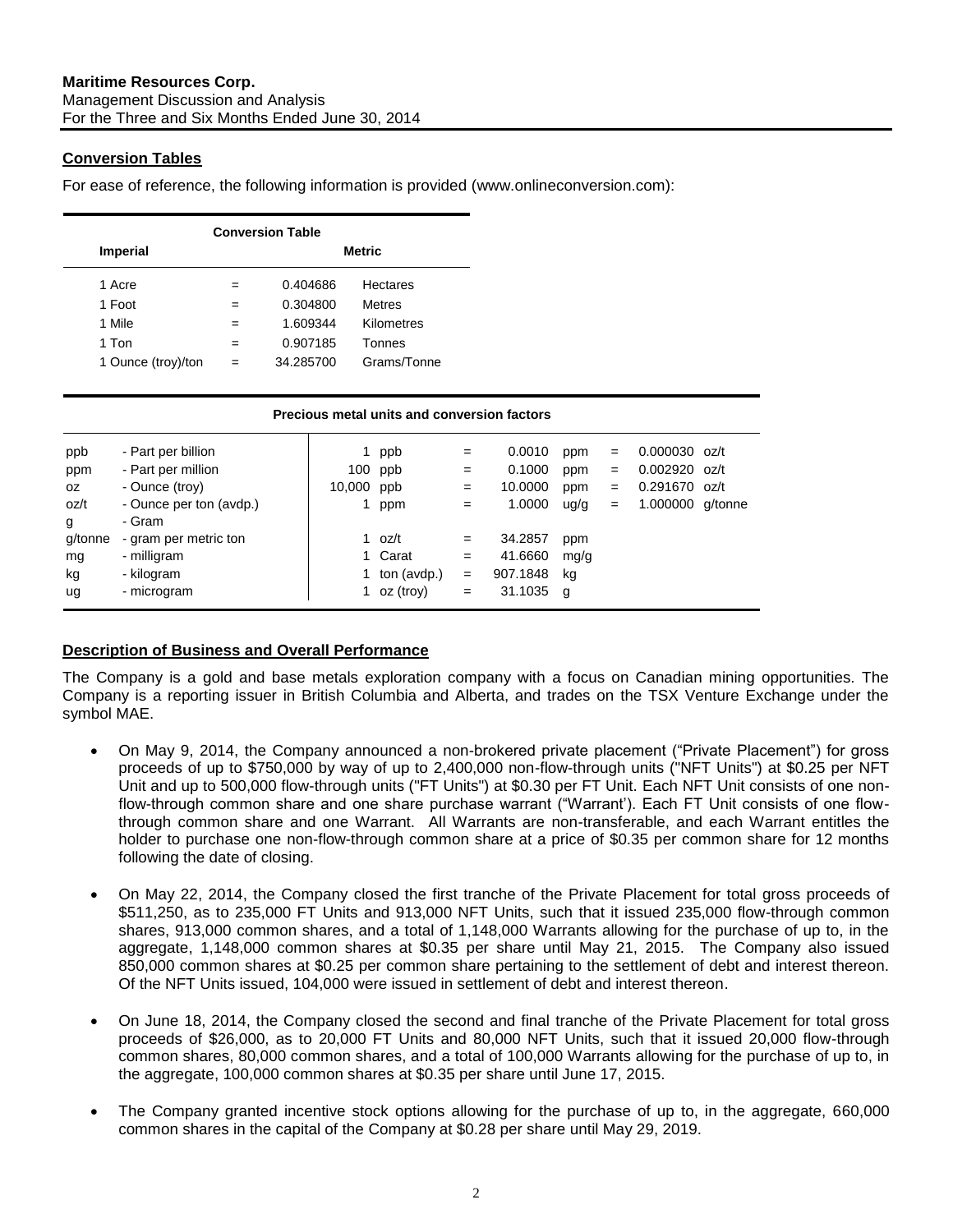## Conversion Tables

For ease of reference, the following information is provided (www.onlineconversion.com):

| Conversion Table | | | |
|---|---|---|---|
| **Imperial** | | **Metric** | |
| 1 Acre | = | 0.404686 | Hectares |
| 1 Foot | = | 0.304800 | Metres |
| 1 Mile | = | 1.609344 | Kilometres |
| 1 Ton | = | 0.907185 | Tonnes |
| 1 Ounce (troy)/ton | = | 34.285700 | Grams/Tonne |

**Precious metal units and conversion factors**

| | | | | | | | | | |
|---|---|---|---|---|---|---|---|---|---|
| ppb | - Part per billion | 1 | ppb | = | 0.0010 | ppm | = | 0.000030 | oz/t |
| ppm | - Part per million | 100 | ppb | = | 0.1000 | ppm | = | 0.002920 | oz/t |
| oz | - Ounce (troy) | 10,000 | ppb | = | 10.0000 | ppm | = | 0.291670 | oz/t |
| oz/t | - Ounce per ton (avdp.) | 1 | ppm | = | 1.0000 | ug/g | = | 1.000000 | g/tonne |
| g | - Gram | | | | | | | | |
| g/tonne | - gram per metric ton | 1 | oz/t | = | 34.2857 | ppm | | | |
| mg | - milligram | 1 | Carat | = | 41.6660 | mg/g | | | |
| kg | - kilogram | 1 | ton (avdp.) | = | 907.1848 | kg | | | |
| ug | - microgram | 1 | oz (troy) | = | 31.1035 | g | | | |

## Description of Business and Overall Performance

The Company is a gold and base metals exploration company with a focus on Canadian mining opportunities. The Company is a reporting issuer in British Columbia and Alberta, and trades on the TSX Venture Exchange under the symbol MAE.

- On May 9, 2014, the Company announced a non-brokered private placement ("Private Placement") for gross proceeds of up to $750,000 by way of up to 2,400,000 non-flow-through units ("NFT Units") at $0.25 per NFT Unit and up to 500,000 flow-through units ("FT Units") at $0.30 per FT Unit. Each NFT Unit consists of one non-flow-through common share and one share purchase warrant ("Warrant'). Each FT Unit consists of one flow-through common share and one Warrant. All Warrants are non-transferable, and each Warrant entitles the holder to purchase one non-flow-through common share at a price of $0.35 per common share for 12 months following the date of closing.

- On May 22, 2014, the Company closed the first tranche of the Private Placement for total gross proceeds of $511,250, as to 235,000 FT Units and 913,000 NFT Units, such that it issued 235,000 flow-through common shares, 913,000 common shares, and a total of 1,148,000 Warrants allowing for the purchase of up to, in the aggregate, 1,148,000 common shares at $0.35 per share until May 21, 2015. The Company also issued 850,000 common shares at $0.25 per common share pertaining to the settlement of debt and interest thereon. Of the NFT Units issued, 104,000 were issued in settlement of debt and interest thereon.

- On June 18, 2014, the Company closed the second and final tranche of the Private Placement for total gross proceeds of $26,000, as to 20,000 FT Units and 80,000 NFT Units, such that it issued 20,000 flow-through common shares, 80,000 common shares, and a total of 100,000 Warrants allowing for the purchase of up to, in the aggregate, 100,000 common shares at $0.35 per share until June 17, 2015.

- The Company granted incentive stock options allowing for the purchase of up to, in the aggregate, 660,000 common shares in the capital of the Company at $0.28 per share until May 29, 2019.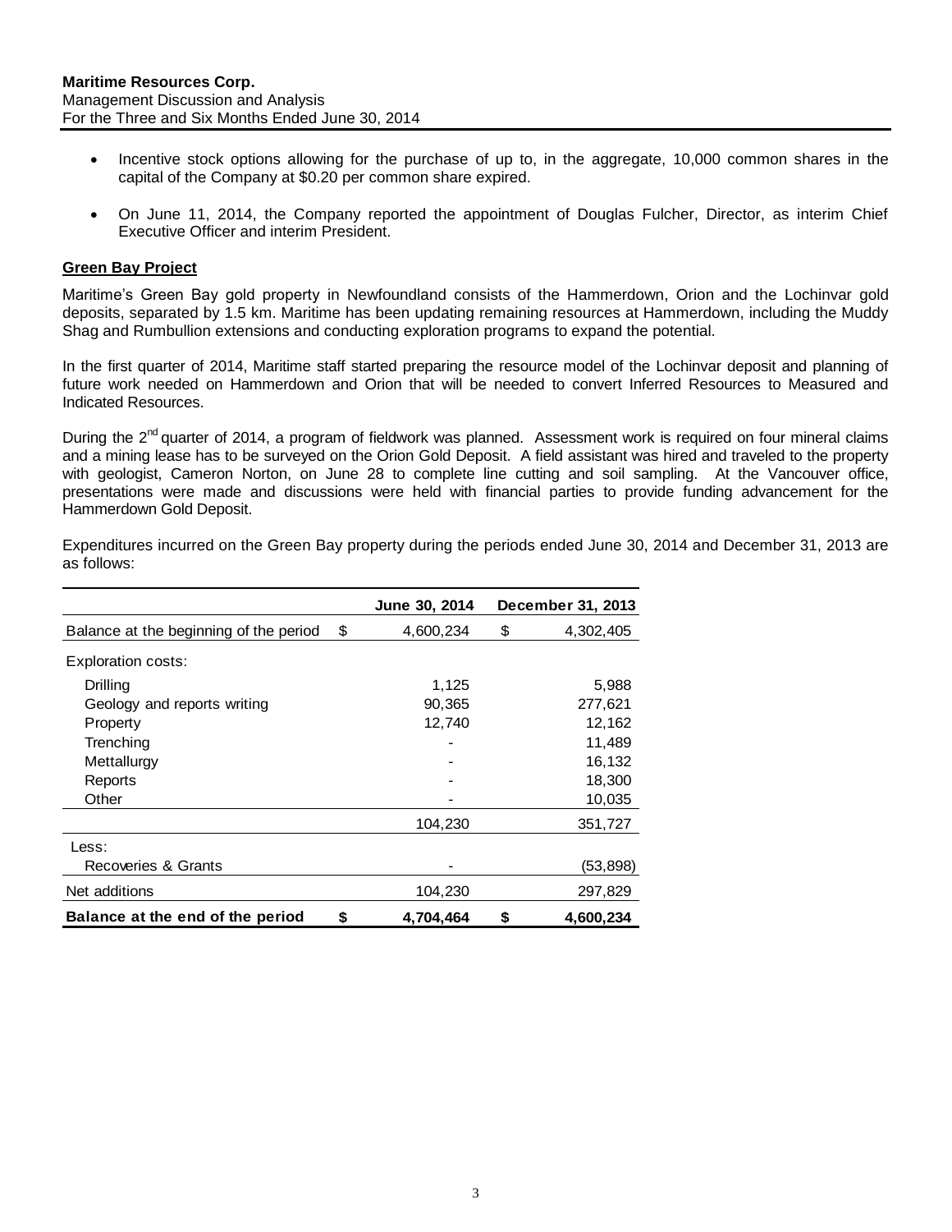- Incentive stock options allowing for the purchase of up to, in the aggregate, 10,000 common shares in the capital of the Company at $0.20 per common share expired.
- On June 11, 2014, the Company reported the appointment of Douglas Fulcher, Director, as interim Chief Executive Officer and interim President.

## Green Bay Project

Maritime's Green Bay gold property in Newfoundland consists of the Hammerdown, Orion and the Lochinvar gold deposits, separated by 1.5 km. Maritime has been updating remaining resources at Hammerdown, including the Muddy Shag and Rumbullion extensions and conducting exploration programs to expand the potential.

In the first quarter of 2014, Maritime staff started preparing the resource model of the Lochinvar deposit and planning of future work needed on Hammerdown and Orion that will be needed to convert Inferred Resources to Measured and Indicated Resources.

During the 2nd quarter of 2014, a program of fieldwork was planned. Assessment work is required on four mineral claims and a mining lease has to be surveyed on the Orion Gold Deposit. A field assistant was hired and traveled to the property with geologist, Cameron Norton, on June 28 to complete line cutting and soil sampling. At the Vancouver office, presentations were made and discussions were held with financial parties to provide funding advancement for the Hammerdown Gold Deposit.

Expenditures incurred on the Green Bay property during the periods ended June 30, 2014 and December 31, 2013 are as follows:

| | June 30, 2014 | December 31, 2013 |
|---|---|---|
| Balance at the beginning of the period | $ 4,600,234 | $ 4,302,405 |
| Exploration costs: | | |
| Drilling | 1,125 | 5,988 |
| Geology and reports writing | 90,365 | 277,621 |
| Property | 12,740 | 12,162 |
| Trenching | - | 11,489 |
| Mettallurgy | - | 16,132 |
| Reports | - | 18,300 |
| Other | - | 10,035 |
| | 104,230 | 351,727 |
| Less: | | |
| Recoveries & Grants | - | (53,898) |
| Net additions | 104,230 | 297,829 |
| **Balance at the end of the period** | **$ 4,704,464** | **$ 4,600,234** |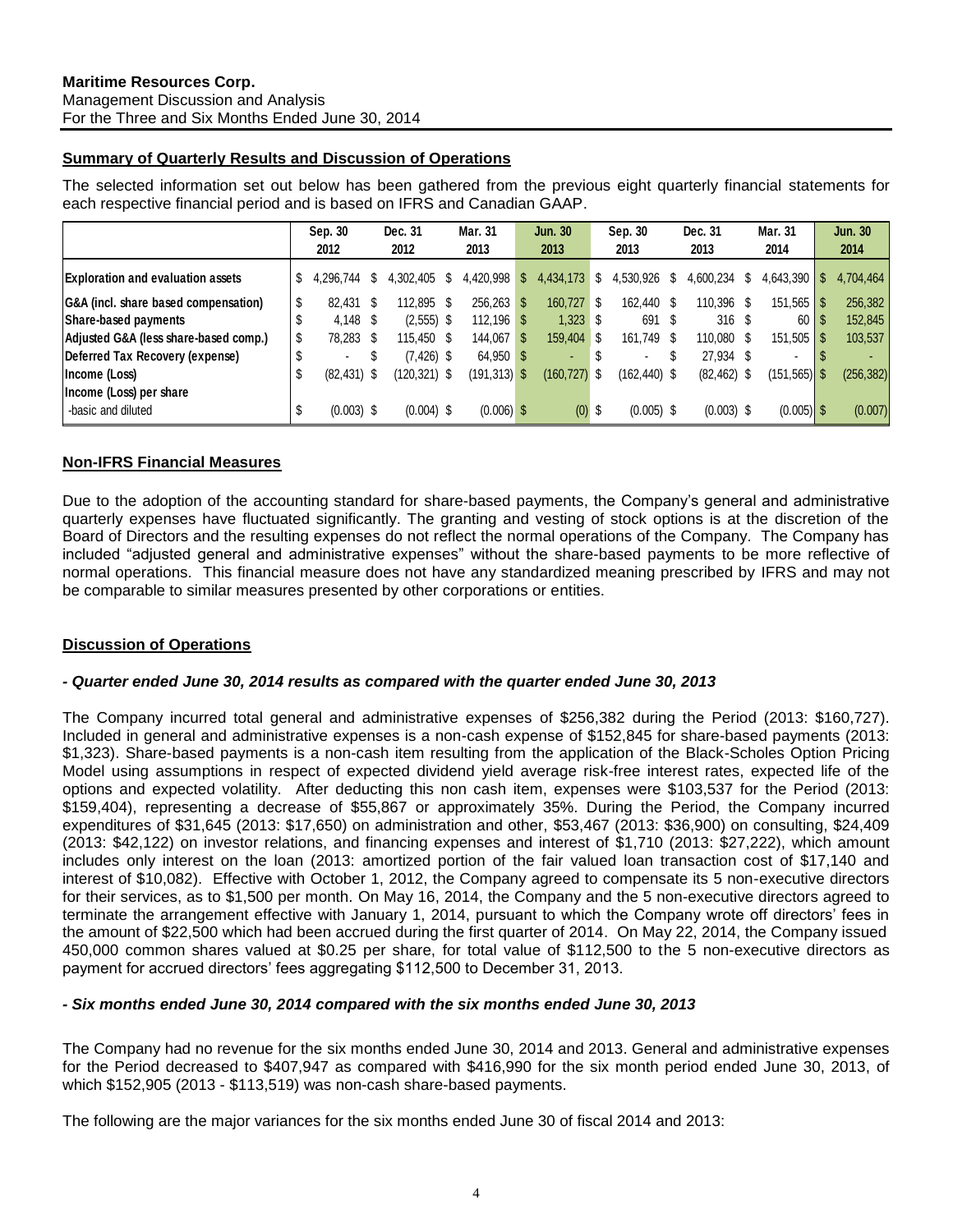## Summary of Quarterly Results and Discussion of Operations

The selected information set out below has been gathered from the previous eight quarterly financial statements for each respective financial period and is based on IFRS and Canadian GAAP.

| | Sep. 30 2012 | Dec. 31 2012 | Mar. 31 2013 | Jun. 30 2013 | Sep. 30 2013 | Dec. 31 2013 | Mar. 31 2014 | Jun. 30 2014 |
|---|---|---|---|---|---|---|---|---|
| Exploration and evaluation assets | $ 4,296,744 | $ 4,302,405 | $ 4,420,998 | $ 4,434,173 | $ 4,530,926 | $ 4,600,234 | $ 4,643,390 | $ 4,704,464 |
| G&A (incl. share based compensation) | $ 82,431 | $ 112,895 | $ 256,263 | $ 160,727 | $ 162,440 | $ 110,396 | $ 151,565 | $ 256,382 |
| Share-based payments | $ 4,148 | $ (2,555) | $ 112,196 | $ 1,323 | $ 691 | $ 316 | $ 60 | $ 152,845 |
| Adjusted G&A (less share-based comp.) | $ 78,283 | $ 115,450 | $ 144,067 | $ 159,404 | $ 161,749 | $ 110,080 | $ 151,505 | $ 103,537 |
| Deferred Tax Recovery (expense) | $ - | $ (7,426) | $ 64,950 | $ - | $ - | $ 27,934 | $ - | $ - |
| Income (Loss) | $ (82,431) | $ (120,321) | $ (191,313) | $ (160,727) | $ (162,440) | $ (82,462) | $ (151,565) | $ (256,382) |
| Income (Loss) per share -basic and diluted | $ (0.003) | $ (0.004) | $ (0.006) | $ (0) | $ (0.005) | $ (0.003) | $ (0.005) | $ (0.007) |

## Non-IFRS Financial Measures

Due to the adoption of the accounting standard for share-based payments, the Company's general and administrative quarterly expenses have fluctuated significantly. The granting and vesting of stock options is at the discretion of the Board of Directors and the resulting expenses do not reflect the normal operations of the Company. The Company has included "adjusted general and administrative expenses" without the share-based payments to be more reflective of normal operations. This financial measure does not have any standardized meaning prescribed by IFRS and may not be comparable to similar measures presented by other corporations or entities.

## Discussion of Operations

### *- Quarter ended June 30, 2014 results as compared with the quarter ended June 30, 2013*

The Company incurred total general and administrative expenses of $256,382 during the Period (2013: $160,727). Included in general and administrative expenses is a non-cash expense of $152,845 for share-based payments (2013: $1,323). Share-based payments is a non-cash item resulting from the application of the Black-Scholes Option Pricing Model using assumptions in respect of expected dividend yield average risk-free interest rates, expected life of the options and expected volatility. After deducting this non cash item, expenses were $103,537 for the Period (2013: $159,404), representing a decrease of $55,867 or approximately 35%. During the Period, the Company incurred expenditures of $31,645 (2013: $17,650) on administration and other, $53,467 (2013: $36,900) on consulting, $24,409 (2013: $42,122) on investor relations, and financing expenses and interest of $1,710 (2013: $27,222), which amount includes only interest on the loan (2013: amortized portion of the fair valued loan transaction cost of $17,140 and interest of $10,082). Effective with October 1, 2012, the Company agreed to compensate its 5 non-executive directors for their services, as to $1,500 per month. On May 16, 2014, the Company and the 5 non-executive directors agreed to terminate the arrangement effective with January 1, 2014, pursuant to which the Company wrote off directors' fees in the amount of $22,500 which had been accrued during the first quarter of 2014. On May 22, 2014, the Company issued 450,000 common shares valued at $0.25 per share, for total value of $112,500 to the 5 non-executive directors as payment for accrued directors' fees aggregating $112,500 to December 31, 2013.

### *- Six months ended June 30, 2014 compared with the six months ended June 30, 2013*

The Company had no revenue for the six months ended June 30, 2014 and 2013. General and administrative expenses for the Period decreased to $407,947 as compared with $416,990 for the six month period ended June 30, 2013, of which $152,905 (2013 - $113,519) was non-cash share-based payments.

The following are the major variances for the six months ended June 30 of fiscal 2014 and 2013: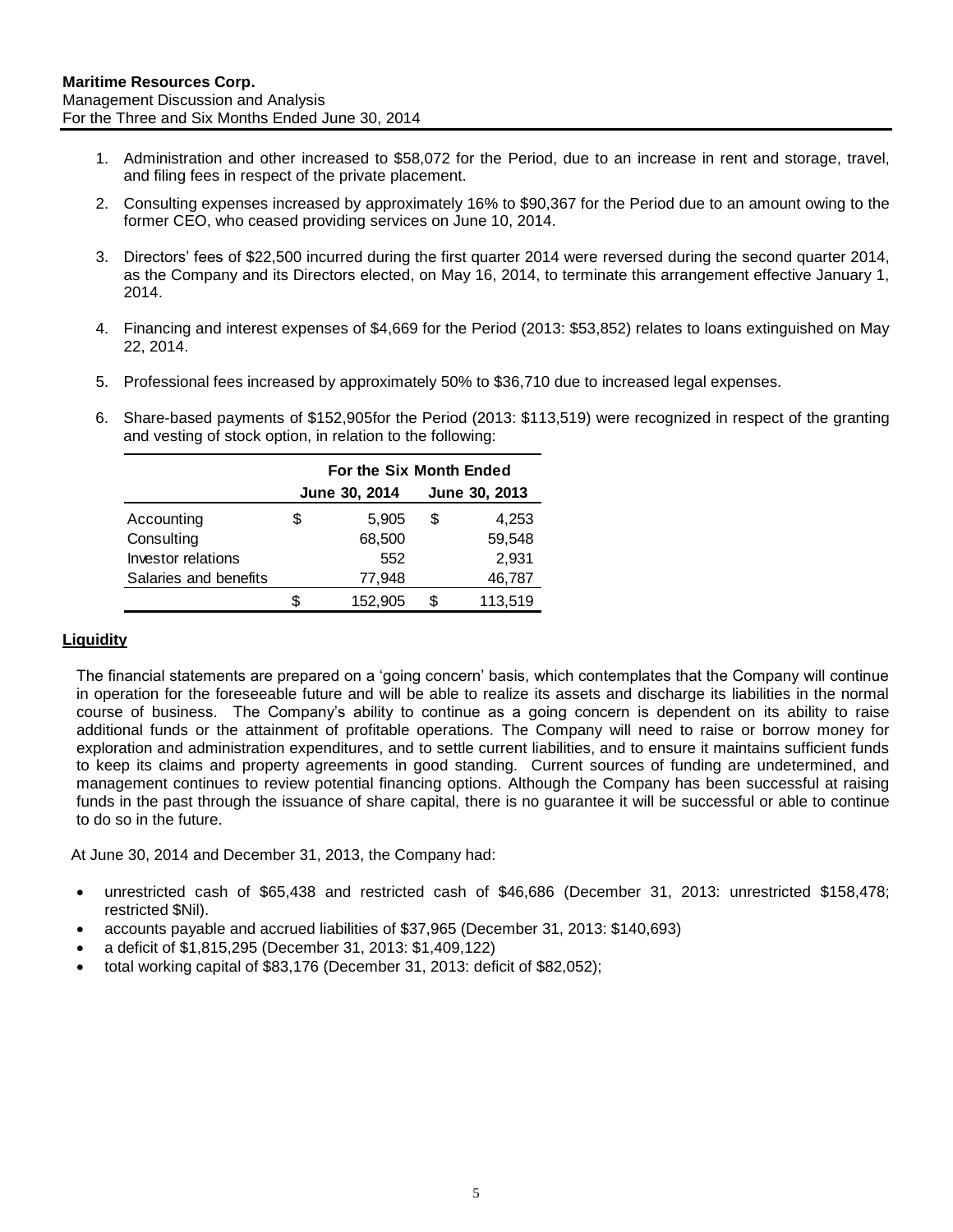1. Administration and other increased to $58,072 for the Period, due to an increase in rent and storage, travel, and filing fees in respect of the private placement.
2. Consulting expenses increased by approximately 16% to $90,367 for the Period due to an amount owing to the former CEO, who ceased providing services on June 10, 2014.
3. Directors' fees of $22,500 incurred during the first quarter 2014 were reversed during the second quarter 2014, as the Company and its Directors elected, on May 16, 2014, to terminate this arrangement effective January 1, 2014.
4. Financing and interest expenses of $4,669 for the Period (2013: $53,852) relates to loans extinguished on May 22, 2014.
5. Professional fees increased by approximately 50% to $36,710 due to increased legal expenses.
6. Share-based payments of $152,905for the Period (2013: $113,519) were recognized in respect of the granting and vesting of stock option, in relation to the following:

| | For the Six Month Ended | |
|---|---|---|
| | June 30, 2014 | June 30, 2013 |
| Accounting | $ 5,905 | $ 4,253 |
| Consulting | 68,500 | 59,548 |
| Investor relations | 552 | 2,931 |
| Salaries and benefits | 77,948 | 46,787 |
| | $ 152,905 | $ 113,519 |

**Liquidity**

The financial statements are prepared on a 'going concern' basis, which contemplates that the Company will continue in operation for the foreseeable future and will be able to realize its assets and discharge its liabilities in the normal course of business. The Company's ability to continue as a going concern is dependent on its ability to raise additional funds or the attainment of profitable operations. The Company will need to raise or borrow money for exploration and administration expenditures, and to settle current liabilities, and to ensure it maintains sufficient funds to keep its claims and property agreements in good standing. Current sources of funding are undetermined, and management continues to review potential financing options. Although the Company has been successful at raising funds in the past through the issuance of share capital, there is no guarantee it will be successful or able to continue to do so in the future.

At June 30, 2014 and December 31, 2013, the Company had:

- unrestricted cash of $65,438 and restricted cash of $46,686 (December 31, 2013: unrestricted $158,478; restricted $Nil).
- accounts payable and accrued liabilities of $37,965 (December 31, 2013: $140,693)
- a deficit of $1,815,295 (December 31, 2013: $1,409,122)
- total working capital of $83,176 (December 31, 2013: deficit of $82,052);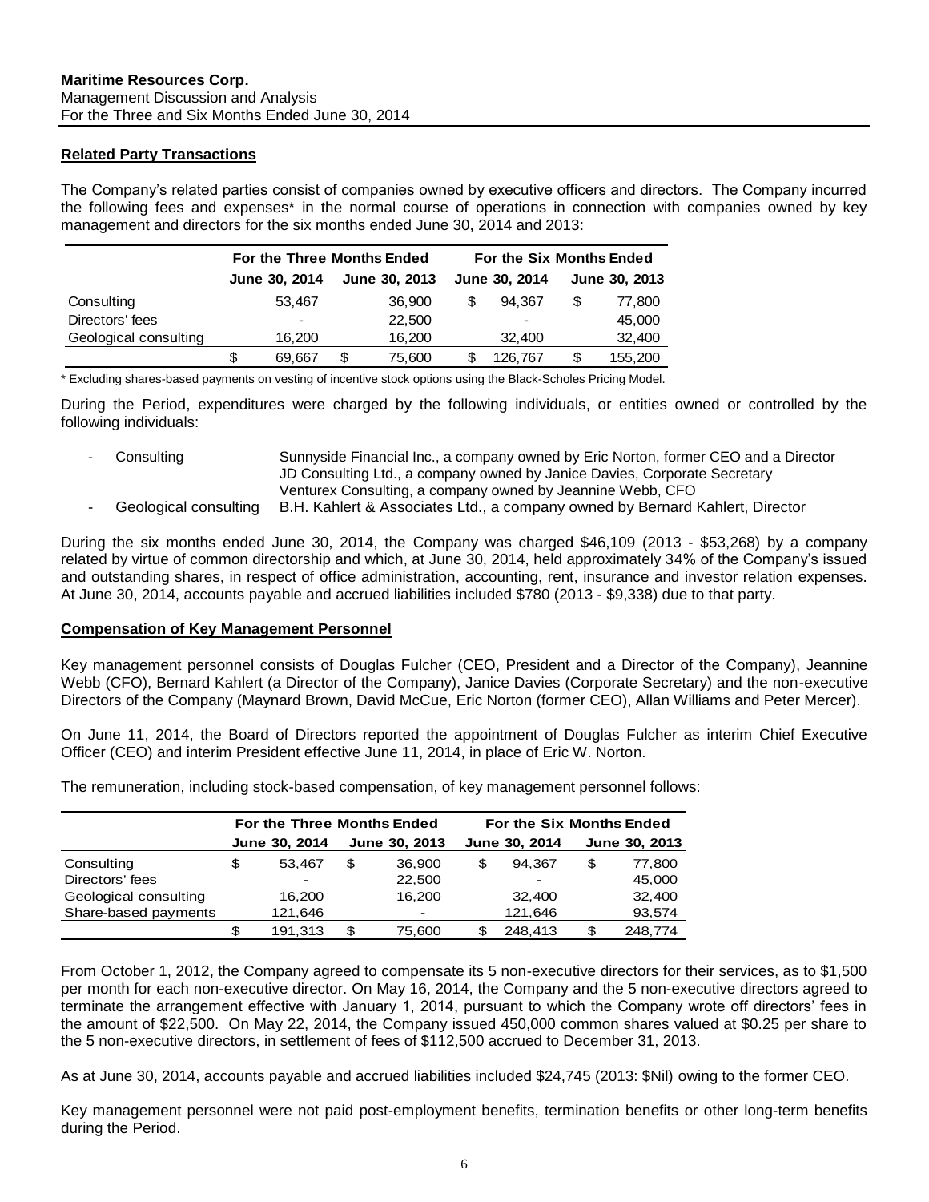## Related Party Transactions

The Company's related parties consist of companies owned by executive officers and directors. The Company incurred the following fees and expenses* in the normal course of operations in connection with companies owned by key management and directors for the six months ended June 30, 2014 and 2013:

| | For the Three Months Ended | | For the Six Months Ended | |
|---|---|---|---|---|
| | June 30, 2014 | June 30, 2013 | June 30, 2014 | June 30, 2013 |
| Consulting | 53,467 | 36,900 | $ 94,367 | $ 77,800 |
| Directors' fees | - | 22,500 | - | 45,000 |
| Geological consulting | 16,200 | 16,200 | 32,400 | 32,400 |
| | $ 69,667 | $ 75,600 | $ 126,767 | $ 155,200 |

\* Excluding shares-based payments on vesting of incentive stock options using the Black-Scholes Pricing Model.

During the Period, expenditures were charged by the following individuals, or entities owned or controlled by the following individuals:

- Consulting — Sunnyside Financial Inc., a company owned by Eric Norton, former CEO and a Director
  JD Consulting Ltd., a company owned by Janice Davies, Corporate Secretary
  Venturex Consulting, a company owned by Jeannine Webb, CFO
- Geological consulting — B.H. Kahlert & Associates Ltd., a company owned by Bernard Kahlert, Director

During the six months ended June 30, 2014, the Company was charged $46,109 (2013 - $53,268) by a company related by virtue of common directorship and which, at June 30, 2014, held approximately 34% of the Company's issued and outstanding shares, in respect of office administration, accounting, rent, insurance and investor relation expenses. At June 30, 2014, accounts payable and accrued liabilities included $780 (2013 - $9,338) due to that party.

## Compensation of Key Management Personnel

Key management personnel consists of Douglas Fulcher (CEO, President and a Director of the Company), Jeannine Webb (CFO), Bernard Kahlert (a Director of the Company), Janice Davies (Corporate Secretary) and the non-executive Directors of the Company (Maynard Brown, David McCue, Eric Norton (former CEO), Allan Williams and Peter Mercer).

On June 11, 2014, the Board of Directors reported the appointment of Douglas Fulcher as interim Chief Executive Officer (CEO) and interim President effective June 11, 2014, in place of Eric W. Norton.

The remuneration, including stock-based compensation, of key management personnel follows:

| | For the Three Months Ended | | For the Six Months Ended | |
|---|---|---|---|---|
| | June 30, 2014 | June 30, 2013 | June 30, 2014 | June 30, 2013 |
| Consulting | $ 53,467 | $ 36,900 | $ 94,367 | $ 77,800 |
| Directors' fees | - | 22,500 | - | 45,000 |
| Geological consulting | 16,200 | 16,200 | 32,400 | 32,400 |
| Share-based payments | 121,646 | - | 121,646 | 93,574 |
| | $ 191,313 | $ 75,600 | $ 248,413 | $ 248,774 |

From October 1, 2012, the Company agreed to compensate its 5 non-executive directors for their services, as to $1,500 per month for each non-executive director. On May 16, 2014, the Company and the 5 non-executive directors agreed to terminate the arrangement effective with January 1, 2014, pursuant to which the Company wrote off directors' fees in the amount of $22,500. On May 22, 2014, the Company issued 450,000 common shares valued at $0.25 per share to the 5 non-executive directors, in settlement of fees of $112,500 accrued to December 31, 2013.

As at June 30, 2014, accounts payable and accrued liabilities included $24,745 (2013: $Nil) owing to the former CEO.

Key management personnel were not paid post-employment benefits, termination benefits or other long-term benefits during the Period.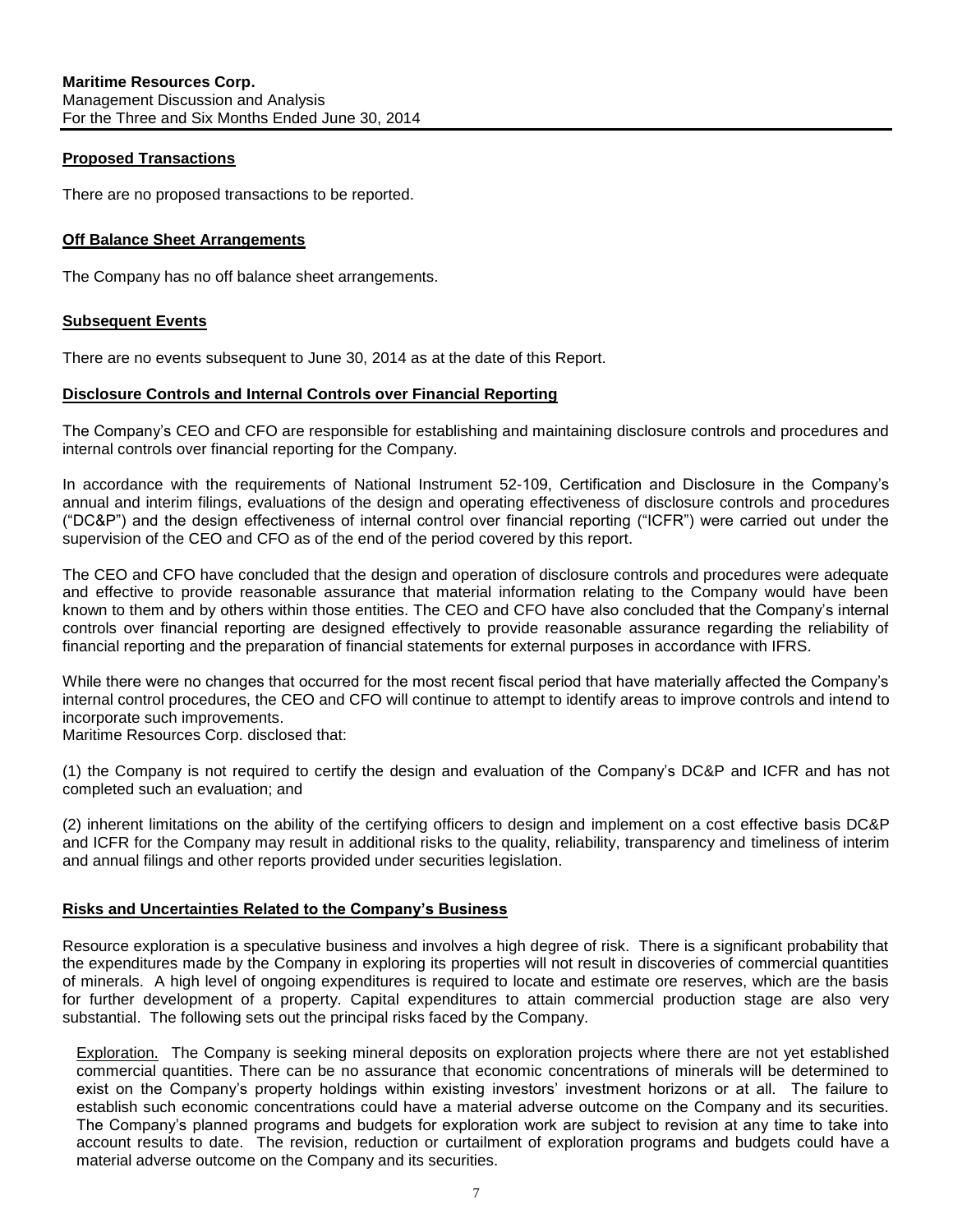## Proposed Transactions

There are no proposed transactions to be reported.

## Off Balance Sheet Arrangements

The Company has no off balance sheet arrangements.

## Subsequent Events

There are no events subsequent to June 30, 2014 as at the date of this Report.

## Disclosure Controls and Internal Controls over Financial Reporting

The Company's CEO and CFO are responsible for establishing and maintaining disclosure controls and procedures and internal controls over financial reporting for the Company.

In accordance with the requirements of National Instrument 52-109, Certification and Disclosure in the Company's annual and interim filings, evaluations of the design and operating effectiveness of disclosure controls and procedures ("DC&P") and the design effectiveness of internal control over financial reporting ("ICFR") were carried out under the supervision of the CEO and CFO as of the end of the period covered by this report.

The CEO and CFO have concluded that the design and operation of disclosure controls and procedures were adequate and effective to provide reasonable assurance that material information relating to the Company would have been known to them and by others within those entities. The CEO and CFO have also concluded that the Company's internal controls over financial reporting are designed effectively to provide reasonable assurance regarding the reliability of financial reporting and the preparation of financial statements for external purposes in accordance with IFRS.

While there were no changes that occurred for the most recent fiscal period that have materially affected the Company's internal control procedures, the CEO and CFO will continue to attempt to identify areas to improve controls and intend to incorporate such improvements.
Maritime Resources Corp. disclosed that:

(1) the Company is not required to certify the design and evaluation of the Company's DC&P and ICFR and has not completed such an evaluation; and

(2) inherent limitations on the ability of the certifying officers to design and implement on a cost effective basis DC&P and ICFR for the Company may result in additional risks to the quality, reliability, transparency and timeliness of interim and annual filings and other reports provided under securities legislation.

## Risks and Uncertainties Related to the Company's Business

Resource exploration is a speculative business and involves a high degree of risk. There is a significant probability that the expenditures made by the Company in exploring its properties will not result in discoveries of commercial quantities of minerals. A high level of ongoing expenditures is required to locate and estimate ore reserves, which are the basis for further development of a property. Capital expenditures to attain commercial production stage are also very substantial. The following sets out the principal risks faced by the Company.

Exploration. The Company is seeking mineral deposits on exploration projects where there are not yet established commercial quantities. There can be no assurance that economic concentrations of minerals will be determined to exist on the Company's property holdings within existing investors' investment horizons or at all. The failure to establish such economic concentrations could have a material adverse outcome on the Company and its securities. The Company's planned programs and budgets for exploration work are subject to revision at any time to take into account results to date. The revision, reduction or curtailment of exploration programs and budgets could have a material adverse outcome on the Company and its securities.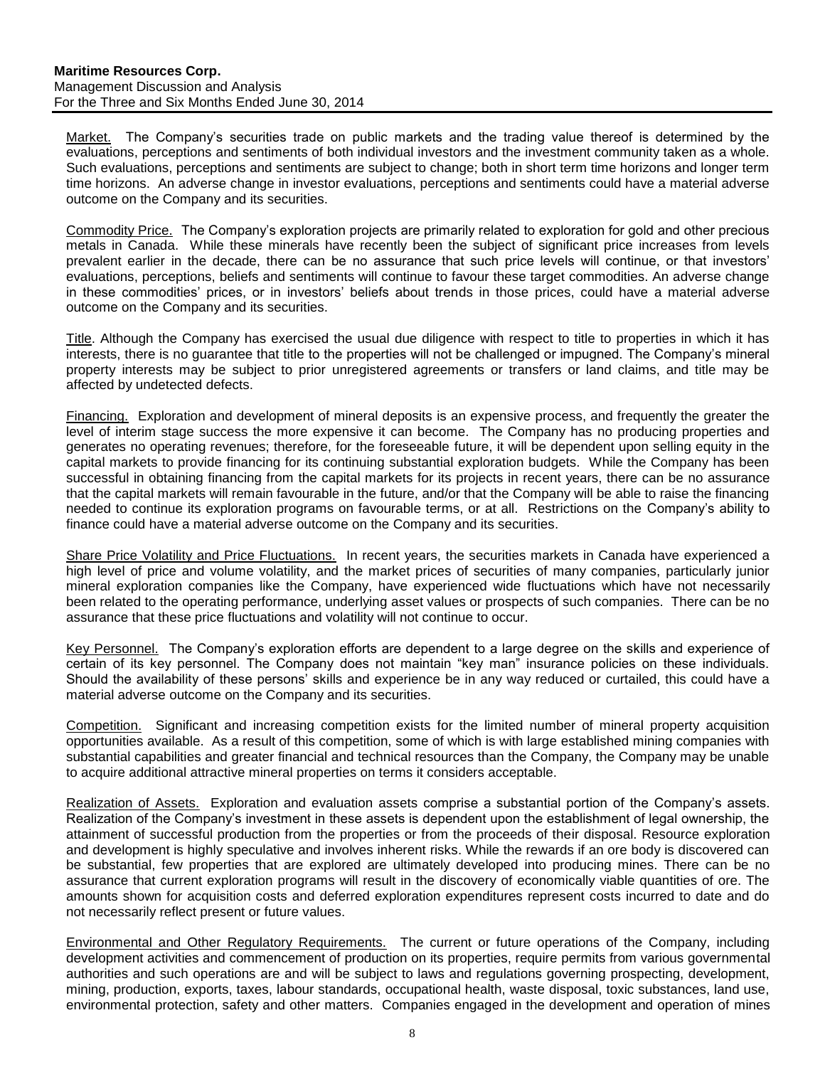Market. The Company's securities trade on public markets and the trading value thereof is determined by the evaluations, perceptions and sentiments of both individual investors and the investment community taken as a whole. Such evaluations, perceptions and sentiments are subject to change; both in short term time horizons and longer term time horizons. An adverse change in investor evaluations, perceptions and sentiments could have a material adverse outcome on the Company and its securities.

Commodity Price. The Company's exploration projects are primarily related to exploration for gold and other precious metals in Canada. While these minerals have recently been the subject of significant price increases from levels prevalent earlier in the decade, there can be no assurance that such price levels will continue, or that investors' evaluations, perceptions, beliefs and sentiments will continue to favour these target commodities. An adverse change in these commodities' prices, or in investors' beliefs about trends in those prices, could have a material adverse outcome on the Company and its securities.

Title. Although the Company has exercised the usual due diligence with respect to title to properties in which it has interests, there is no guarantee that title to the properties will not be challenged or impugned. The Company's mineral property interests may be subject to prior unregistered agreements or transfers or land claims, and title may be affected by undetected defects.

Financing. Exploration and development of mineral deposits is an expensive process, and frequently the greater the level of interim stage success the more expensive it can become. The Company has no producing properties and generates no operating revenues; therefore, for the foreseeable future, it will be dependent upon selling equity in the capital markets to provide financing for its continuing substantial exploration budgets. While the Company has been successful in obtaining financing from the capital markets for its projects in recent years, there can be no assurance that the capital markets will remain favourable in the future, and/or that the Company will be able to raise the financing needed to continue its exploration programs on favourable terms, or at all. Restrictions on the Company's ability to finance could have a material adverse outcome on the Company and its securities.

Share Price Volatility and Price Fluctuations. In recent years, the securities markets in Canada have experienced a high level of price and volume volatility, and the market prices of securities of many companies, particularly junior mineral exploration companies like the Company, have experienced wide fluctuations which have not necessarily been related to the operating performance, underlying asset values or prospects of such companies. There can be no assurance that these price fluctuations and volatility will not continue to occur.

Key Personnel. The Company's exploration efforts are dependent to a large degree on the skills and experience of certain of its key personnel. The Company does not maintain "key man" insurance policies on these individuals. Should the availability of these persons' skills and experience be in any way reduced or curtailed, this could have a material adverse outcome on the Company and its securities.

Competition. Significant and increasing competition exists for the limited number of mineral property acquisition opportunities available. As a result of this competition, some of which is with large established mining companies with substantial capabilities and greater financial and technical resources than the Company, the Company may be unable to acquire additional attractive mineral properties on terms it considers acceptable.

Realization of Assets. Exploration and evaluation assets comprise a substantial portion of the Company's assets. Realization of the Company's investment in these assets is dependent upon the establishment of legal ownership, the attainment of successful production from the properties or from the proceeds of their disposal. Resource exploration and development is highly speculative and involves inherent risks. While the rewards if an ore body is discovered can be substantial, few properties that are explored are ultimately developed into producing mines. There can be no assurance that current exploration programs will result in the discovery of economically viable quantities of ore. The amounts shown for acquisition costs and deferred exploration expenditures represent costs incurred to date and do not necessarily reflect present or future values.

Environmental and Other Regulatory Requirements. The current or future operations of the Company, including development activities and commencement of production on its properties, require permits from various governmental authorities and such operations are and will be subject to laws and regulations governing prospecting, development, mining, production, exports, taxes, labour standards, occupational health, waste disposal, toxic substances, land use, environmental protection, safety and other matters. Companies engaged in the development and operation of mines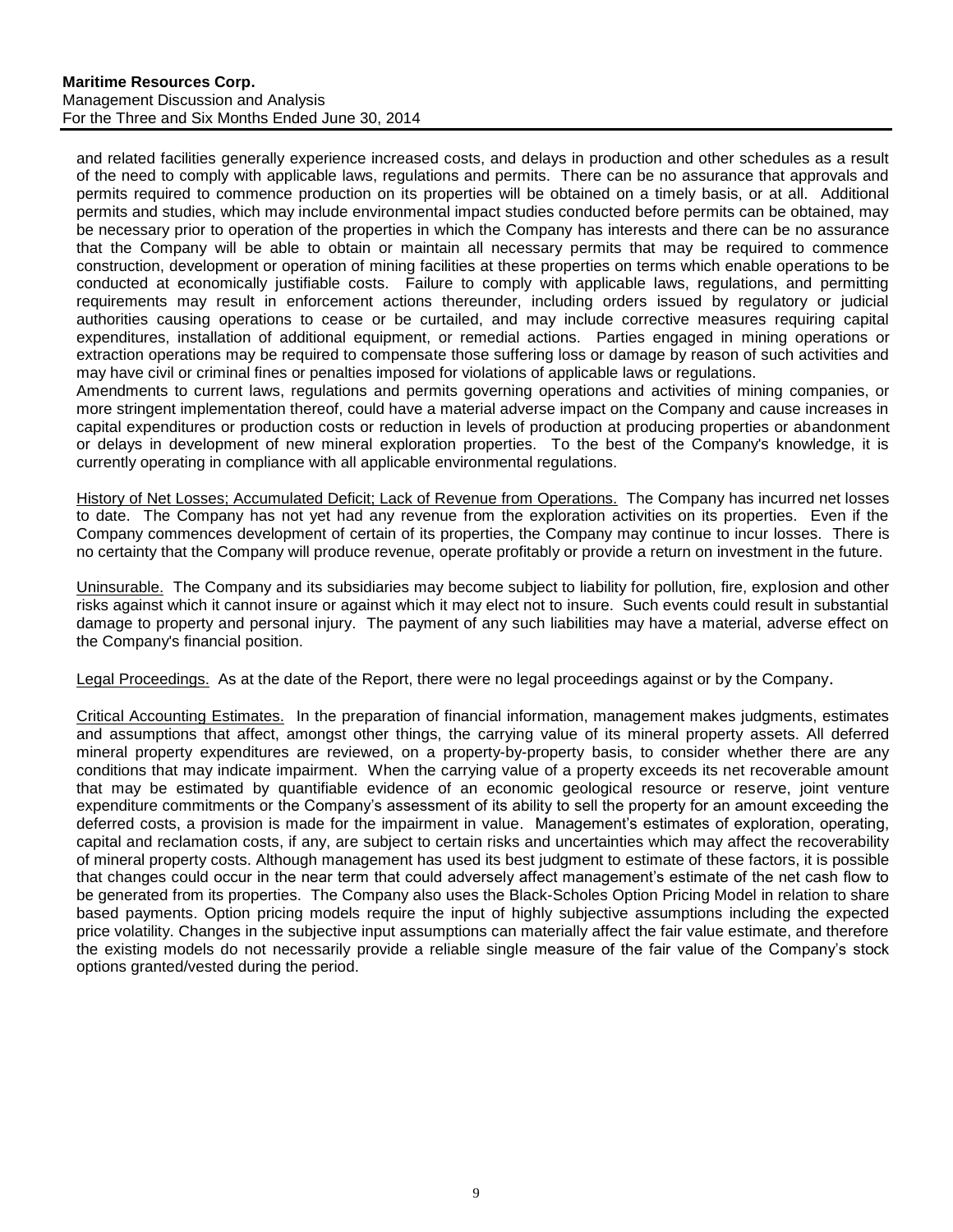and related facilities generally experience increased costs, and delays in production and other schedules as a result of the need to comply with applicable laws, regulations and permits. There can be no assurance that approvals and permits required to commence production on its properties will be obtained on a timely basis, or at all. Additional permits and studies, which may include environmental impact studies conducted before permits can be obtained, may be necessary prior to operation of the properties in which the Company has interests and there can be no assurance that the Company will be able to obtain or maintain all necessary permits that may be required to commence construction, development or operation of mining facilities at these properties on terms which enable operations to be conducted at economically justifiable costs. Failure to comply with applicable laws, regulations, and permitting requirements may result in enforcement actions thereunder, including orders issued by regulatory or judicial authorities causing operations to cease or be curtailed, and may include corrective measures requiring capital expenditures, installation of additional equipment, or remedial actions. Parties engaged in mining operations or extraction operations may be required to compensate those suffering loss or damage by reason of such activities and may have civil or criminal fines or penalties imposed for violations of applicable laws or regulations.
Amendments to current laws, regulations and permits governing operations and activities of mining companies, or more stringent implementation thereof, could have a material adverse impact on the Company and cause increases in capital expenditures or production costs or reduction in levels of production at producing properties or abandonment or delays in development of new mineral exploration properties. To the best of the Company's knowledge, it is currently operating in compliance with all applicable environmental regulations.

History of Net Losses; Accumulated Deficit; Lack of Revenue from Operations. The Company has incurred net losses to date. The Company has not yet had any revenue from the exploration activities on its properties. Even if the Company commences development of certain of its properties, the Company may continue to incur losses. There is no certainty that the Company will produce revenue, operate profitably or provide a return on investment in the future.

Uninsurable. The Company and its subsidiaries may become subject to liability for pollution, fire, explosion and other risks against which it cannot insure or against which it may elect not to insure. Such events could result in substantial damage to property and personal injury. The payment of any such liabilities may have a material, adverse effect on the Company's financial position.

Legal Proceedings. As at the date of the Report, there were no legal proceedings against or by the Company.

Critical Accounting Estimates. In the preparation of financial information, management makes judgments, estimates and assumptions that affect, amongst other things, the carrying value of its mineral property assets. All deferred mineral property expenditures are reviewed, on a property-by-property basis, to consider whether there are any conditions that may indicate impairment. When the carrying value of a property exceeds its net recoverable amount that may be estimated by quantifiable evidence of an economic geological resource or reserve, joint venture expenditure commitments or the Company's assessment of its ability to sell the property for an amount exceeding the deferred costs, a provision is made for the impairment in value. Management's estimates of exploration, operating, capital and reclamation costs, if any, are subject to certain risks and uncertainties which may affect the recoverability of mineral property costs. Although management has used its best judgment to estimate of these factors, it is possible that changes could occur in the near term that could adversely affect management's estimate of the net cash flow to be generated from its properties. The Company also uses the Black-Scholes Option Pricing Model in relation to share based payments. Option pricing models require the input of highly subjective assumptions including the expected price volatility. Changes in the subjective input assumptions can materially affect the fair value estimate, and therefore the existing models do not necessarily provide a reliable single measure of the fair value of the Company's stock options granted/vested during the period.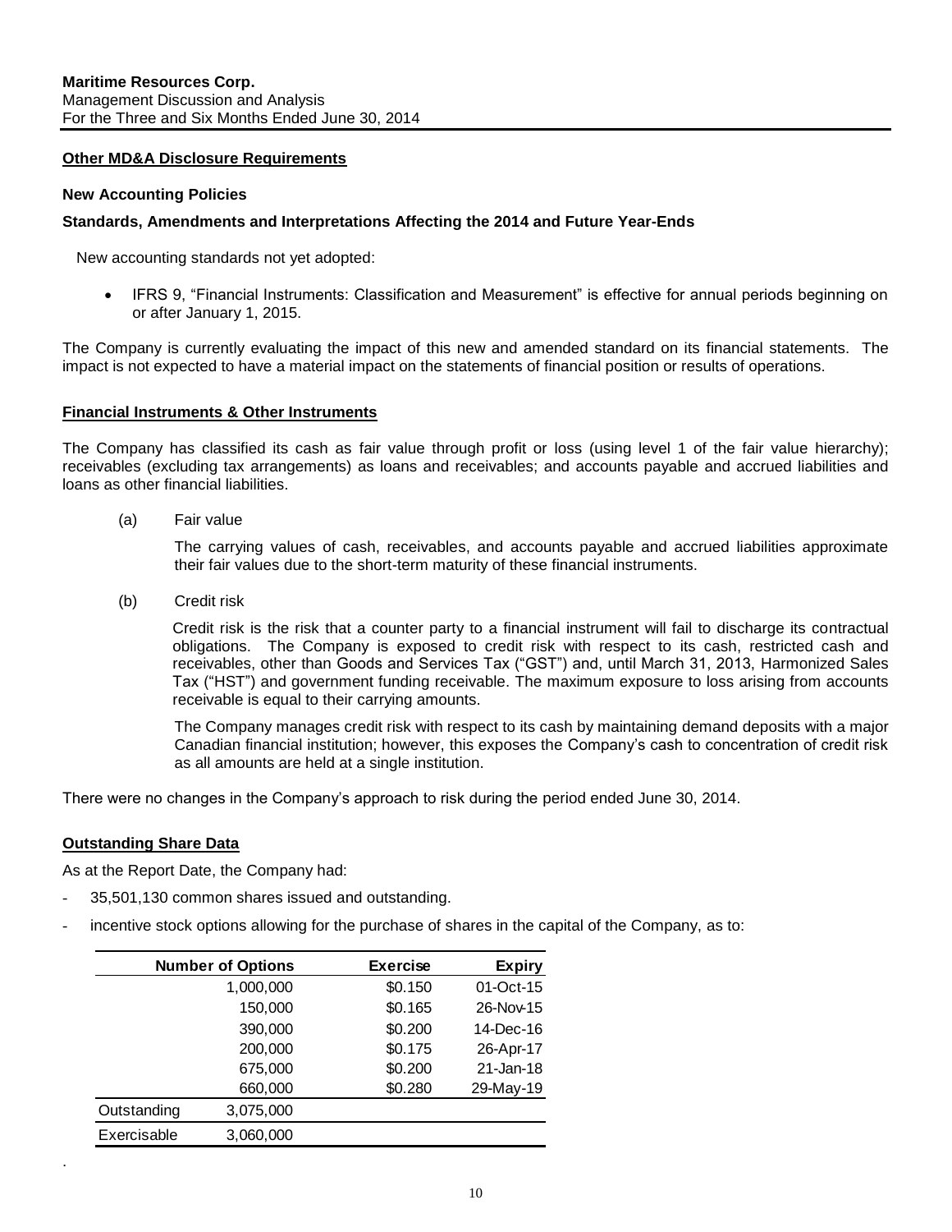## Other MD&A Disclosure Requirements

### New Accounting Policies

### Standards, Amendments and Interpretations Affecting the 2014 and Future Year-Ends

New accounting standards not yet adopted:

- IFRS 9, "Financial Instruments: Classification and Measurement" is effective for annual periods beginning on or after January 1, 2015.

The Company is currently evaluating the impact of this new and amended standard on its financial statements. The impact is not expected to have a material impact on the statements of financial position or results of operations.

## Financial Instruments & Other Instruments

The Company has classified its cash as fair value through profit or loss (using level 1 of the fair value hierarchy); receivables (excluding tax arrangements) as loans and receivables; and accounts payable and accrued liabilities and loans as other financial liabilities.

(a) Fair value

The carrying values of cash, receivables, and accounts payable and accrued liabilities approximate their fair values due to the short-term maturity of these financial instruments.

(b) Credit risk

Credit risk is the risk that a counter party to a financial instrument will fail to discharge its contractual obligations. The Company is exposed to credit risk with respect to its cash, restricted cash and receivables, other than Goods and Services Tax ("GST") and, until March 31, 2013, Harmonized Sales Tax ("HST") and government funding receivable. The maximum exposure to loss arising from accounts receivable is equal to their carrying amounts.

The Company manages credit risk with respect to its cash by maintaining demand deposits with a major Canadian financial institution; however, this exposes the Company's cash to concentration of credit risk as all amounts are held at a single institution.

There were no changes in the Company's approach to risk during the period ended June 30, 2014.

## Outstanding Share Data

As at the Report Date, the Company had:

- 35,501,130 common shares issued and outstanding.
- incentive stock options allowing for the purchase of shares in the capital of the Company, as to:

| Number of Options | | Exercise | Expiry |
|---|---|---|---|
| | 1,000,000 | $0.150 | 01-Oct-15 |
| | 150,000 | $0.165 | 26-Nov-15 |
| | 390,000 | $0.200 | 14-Dec-16 |
| | 200,000 | $0.175 | 26-Apr-17 |
| | 675,000 | $0.200 | 21-Jan-18 |
| | 660,000 | $0.280 | 29-May-19 |
| Outstanding | 3,075,000 | | |
| Exercisable | 3,060,000 | | |

.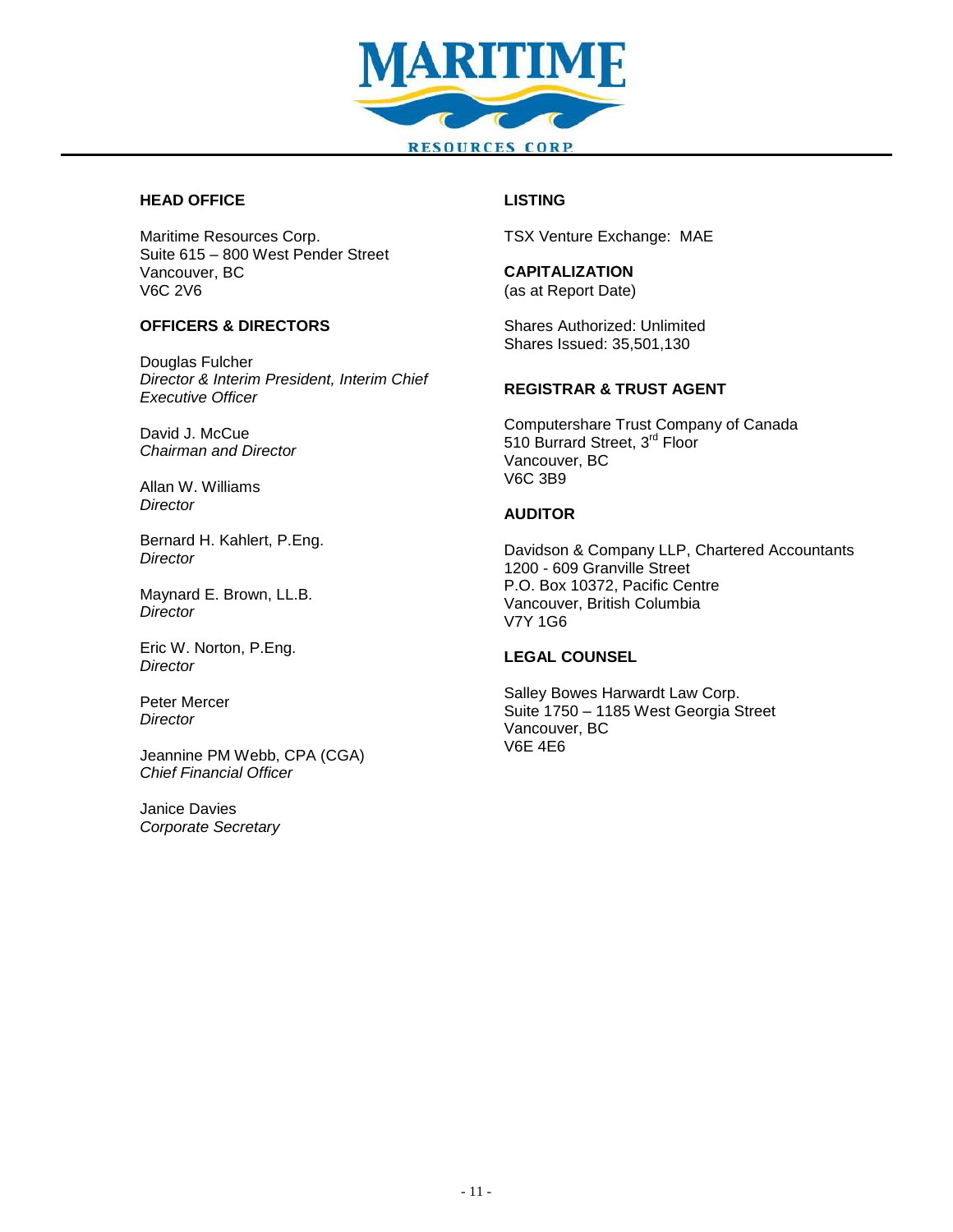MARITIME

RESOURCES CORP.

## HEAD OFFICE

Maritime Resources Corp.
Suite 615 – 800 West Pender Street
Vancouver, BC
V6C 2V6

## OFFICERS & DIRECTORS

Douglas Fulcher
*Director & Interim President, Interim Chief Executive Officer*

David J. McCue
*Chairman and Director*

Allan W. Williams
*Director*

Bernard H. Kahlert, P.Eng.
*Director*

Maynard E. Brown, LL.B.
*Director*

Eric W. Norton, P.Eng.
*Director*

Peter Mercer
*Director*

Jeannine PM Webb, CPA (CGA)
*Chief Financial Officer*

Janice Davies
*Corporate Secretary*

## LISTING

TSX Venture Exchange: MAE

## CAPITALIZATION

(as at Report Date)

Shares Authorized: Unlimited
Shares Issued: 35,501,130

## REGISTRAR & TRUST AGENT

Computershare Trust Company of Canada
510 Burrard Street, 3rd Floor
Vancouver, BC
V6C 3B9

## AUDITOR

Davidson & Company LLP, Chartered Accountants
1200 - 609 Granville Street
P.O. Box 10372, Pacific Centre
Vancouver, British Columbia
V7Y 1G6

## LEGAL COUNSEL

Salley Bowes Harwardt Law Corp.
Suite 1750 – 1185 West Georgia Street
Vancouver, BC
V6E 4E6